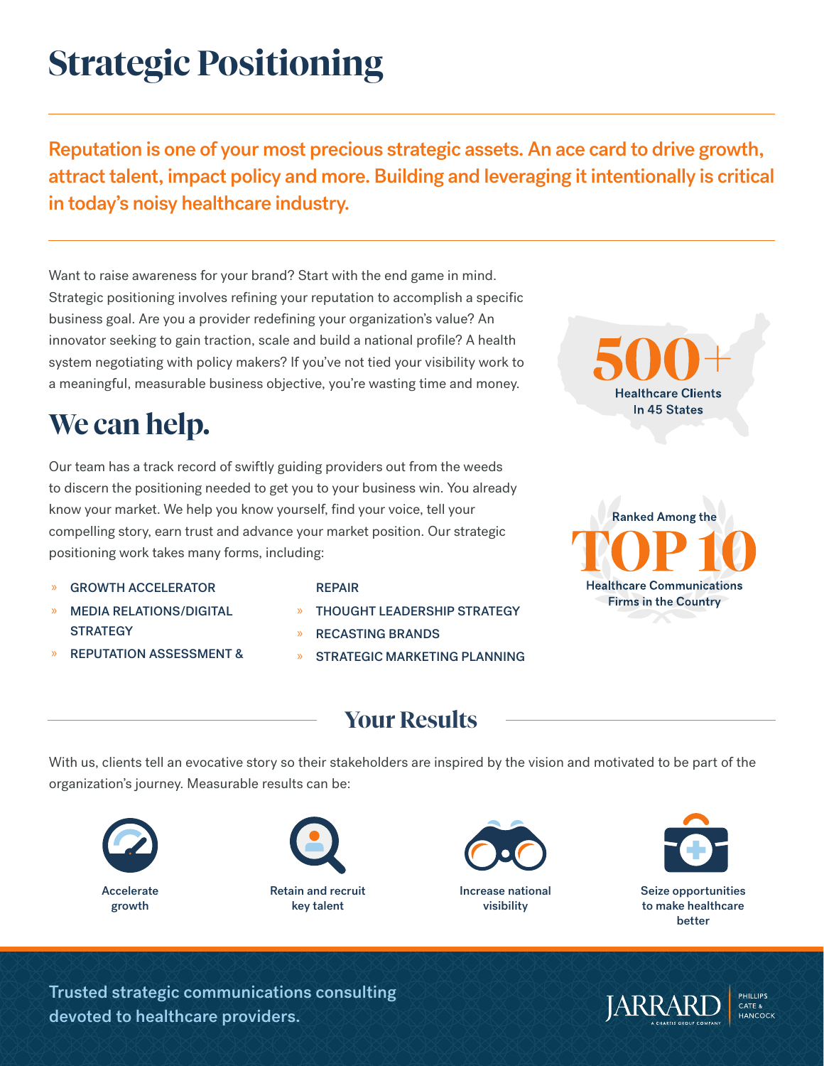# Strategic Positioning

**Reputation is one of your most precious strategic assets. An ace card to drive growth, attract talent, impact policy and more. Building and leveraging it intentionally is critical in today's noisy healthcare industry.**

Want to raise awareness for your brand? Start with the end game in mind. Strategic positioning involves refining your reputation to accomplish a specific business goal. Are you a provider redefining your organization's value? An innovator seeking to gain traction, scale and build a national profile? A health system negotiating with policy makers? If you've not tied your visibility work to a meaningful, measurable business objective, you're wasting time and money.

**500+** Healthcare Clients In 45 States

## We can help.

Our team has a track record of swiftly guiding providers out from the weeds to discern the positioning needed to get you to your business win. You already know your market. We help you know yourself, find your voice, tell your compelling story, earn trust and advance your market position. Our strategic positioning work takes many forms, including:

- GROWTH ACCELERATOR
- MEDIA RELATIONS/DIGITAL STRATEGY
- REPUTATION ASSESSMENT & REPAIR
- THOUGHT LEADERSHIP STRATEGY
- RECASTING BRANDS
- STRATEGIC MARKETING PLANNING

Ranked Among the **TOP 10** Healthcare Communications Firms in the Country

## Your Results

With us, clients tell an evocative story so their stakeholders are inspired by the vision and motivated to be part of the organization's journey. Measurable results can be:

- Accelerate growth
- Retain and recruit key talent
- Increase national visibility
- Seize opportunities to make healthcare better

Trusted strategic communications consulting devoted to healthcare providers.

JARRARD | PHILLIPS CATE & HANCOCK — A CHARTIS GROUP COMPANY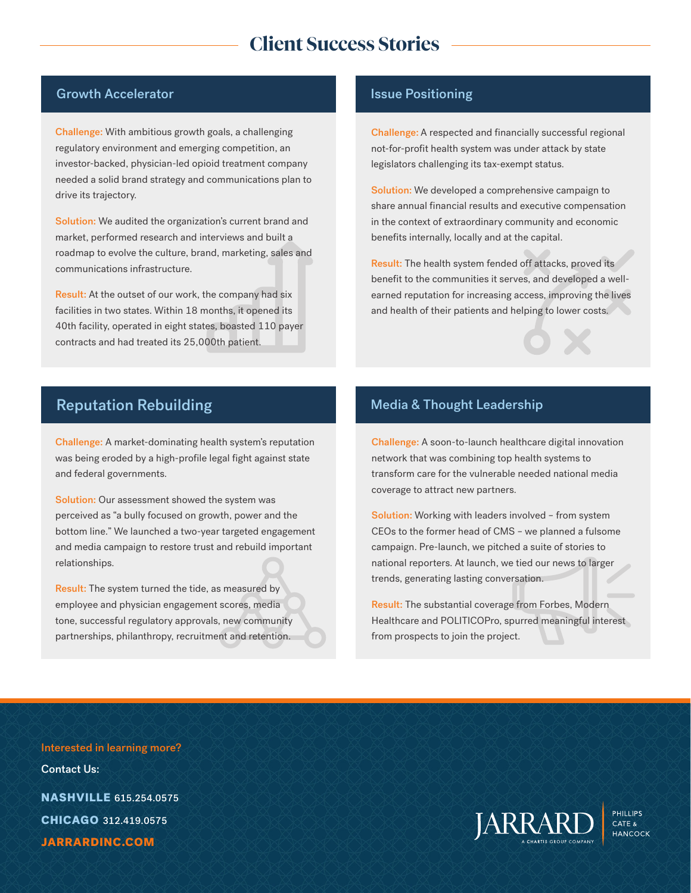# Client Success Stories

## Growth Accelerator

**Challenge:** With ambitious growth goals, a challenging regulatory environment and emerging competition, an investor-backed, physician-led opioid treatment company needed a solid brand strategy and communications plan to drive its trajectory.

**Solution:** We audited the organization's current brand and market, performed research and interviews and built a roadmap to evolve the culture, brand, marketing, sales and communications infrastructure.

**Result:** At the outset of our work, the company had six facilities in two states. Within 18 months, it opened its 40th facility, operated in eight states, boasted 110 payer contracts and had treated its 25,000th patient.

## Issue Positioning

**Challenge:** A respected and financially successful regional not-for-profit health system was under attack by state legislators challenging its tax-exempt status.

**Solution:** We developed a comprehensive campaign to share annual financial results and executive compensation in the context of extraordinary community and economic benefits internally, locally and at the capital.

**Result:** The health system fended off attacks, proved its benefit to the communities it serves, and developed a well-earned reputation for increasing access, improving the lives and health of their patients and helping to lower costs.

## Reputation Rebuilding

**Challenge:** A market-dominating health system's reputation was being eroded by a high-profile legal fight against state and federal governments.

**Solution:** Our assessment showed the system was perceived as "a bully focused on growth, power and the bottom line." We launched a two-year targeted engagement and media campaign to restore trust and rebuild important relationships.

**Result:** The system turned the tide, as measured by employee and physician engagement scores, media tone, successful regulatory approvals, new community partnerships, philanthropy, recruitment and retention.

## Media & Thought Leadership

**Challenge:** A soon-to-launch healthcare digital innovation network that was combining top health systems to transform care for the vulnerable needed national media coverage to attract new partners.

**Solution:** Working with leaders involved – from system CEOs to the former head of CMS – we planned a fulsome campaign. Pre-launch, we pitched a suite of stories to national reporters. At launch, we tied our news to larger trends, generating lasting conversation.

**Result:** The substantial coverage from Forbes, Modern Healthcare and POLITICOPro, spurred meaningful interest from prospects to join the project.

Interested in learning more?

**Contact Us:**

**NASHVILLE** 615.254.0575

**CHICAGO** 312.419.0575

**JARRARDINC.COM**

JARRARD
A CHARTIS GROUP COMPANY
PHILLIPS CATE & HANCOCK